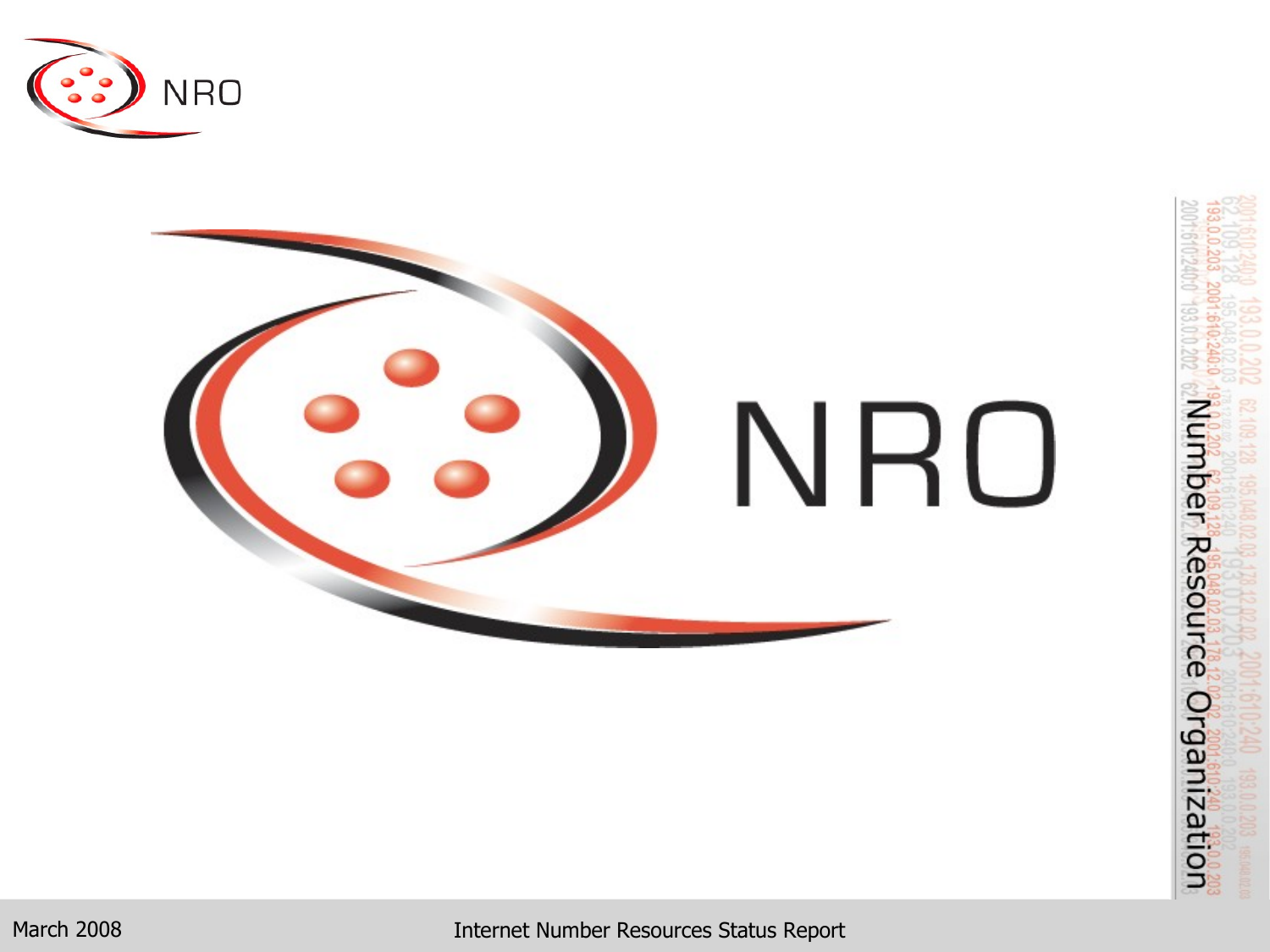# NRO

Number Resource Organization

March 2008

Internet Number Resources Status Report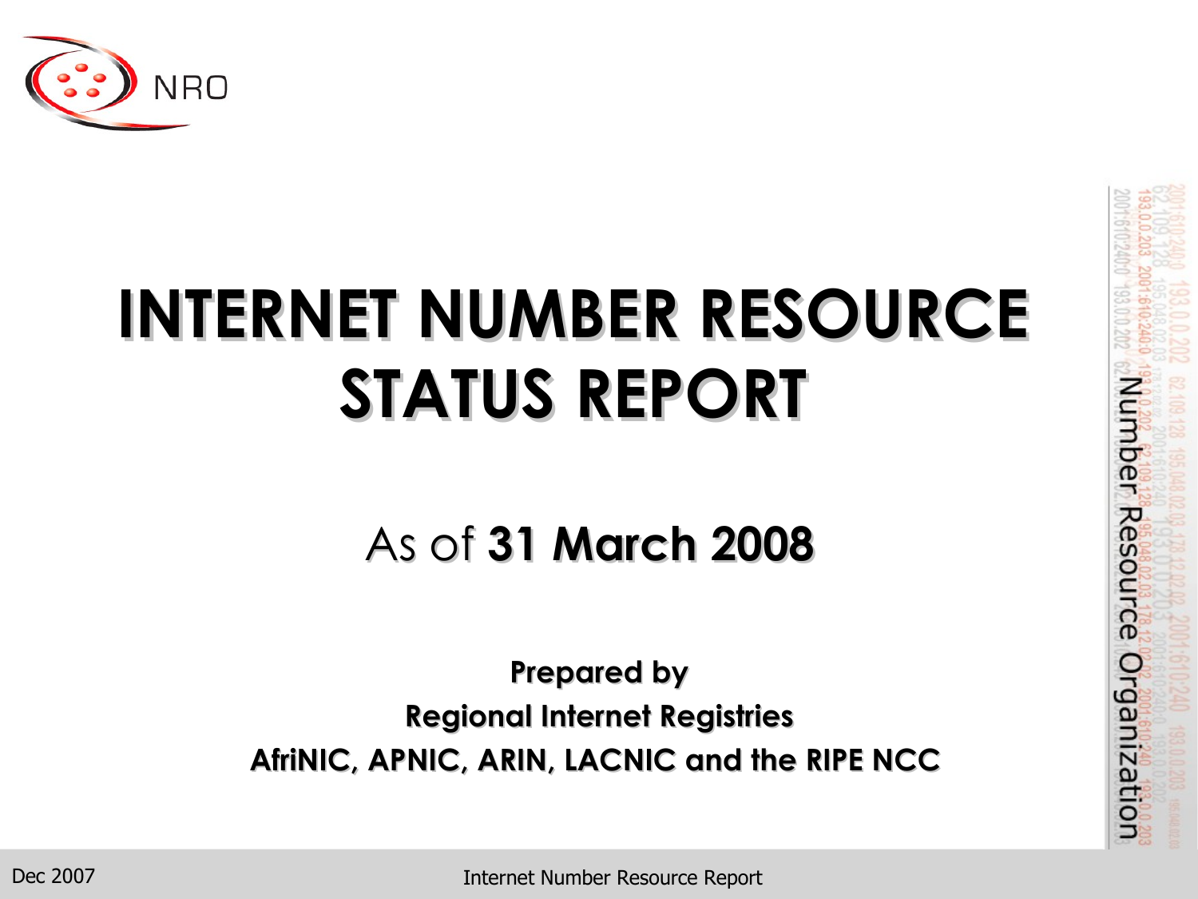# INTERNET NUMBER RESOURCE STATUS REPORT

As of **31 March 2008**

**Prepared by**

**Regional Internet Registries**

**AfriNIC, APNIC, ARIN, LACNIC and the RIPE NCC**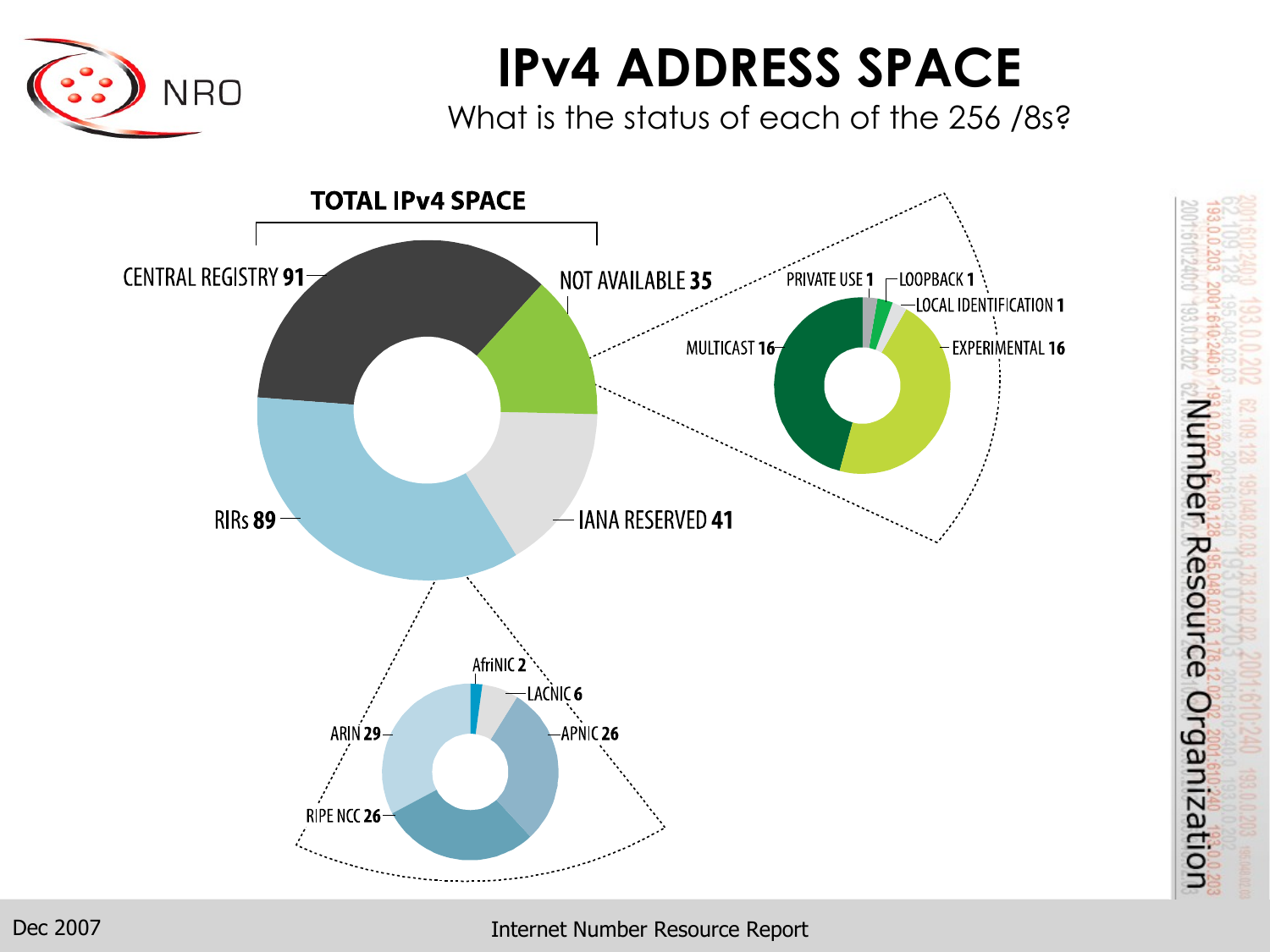# IPv4 ADDRESS SPACE

What is the status of each of the 256 /8s?

**TOTAL IPv4 SPACE**

- CENTRAL REGISTRY **91**
- NOT AVAILABLE **35**
  - PRIVATE USE **1**
  - LOOPBACK **1**
  - LOCAL IDENTIFICATION **1**
  - EXPERIMENTAL **16**
  - MULTICAST **16**
- IANA RESERVED **41**
- RIRs **89**
  - AfriNIC **2**
  - LACNIC **6**
  - APNIC **26**
  - RIPE NCC **26**
  - ARIN **29**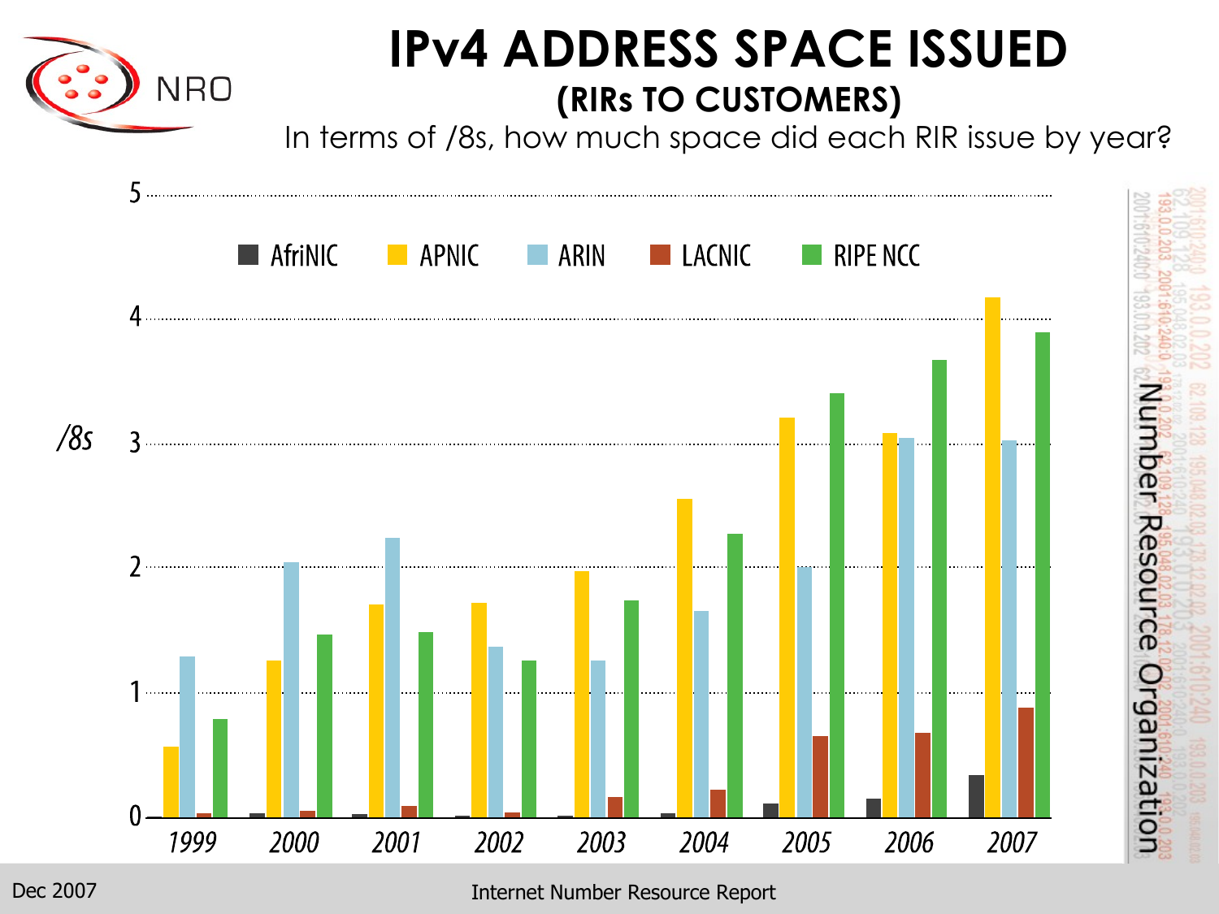# IPv4 ADDRESS SPACE ISSUED

## (RIRs TO CUSTOMERS)

In terms of /8s, how much space did each RIR issue by year?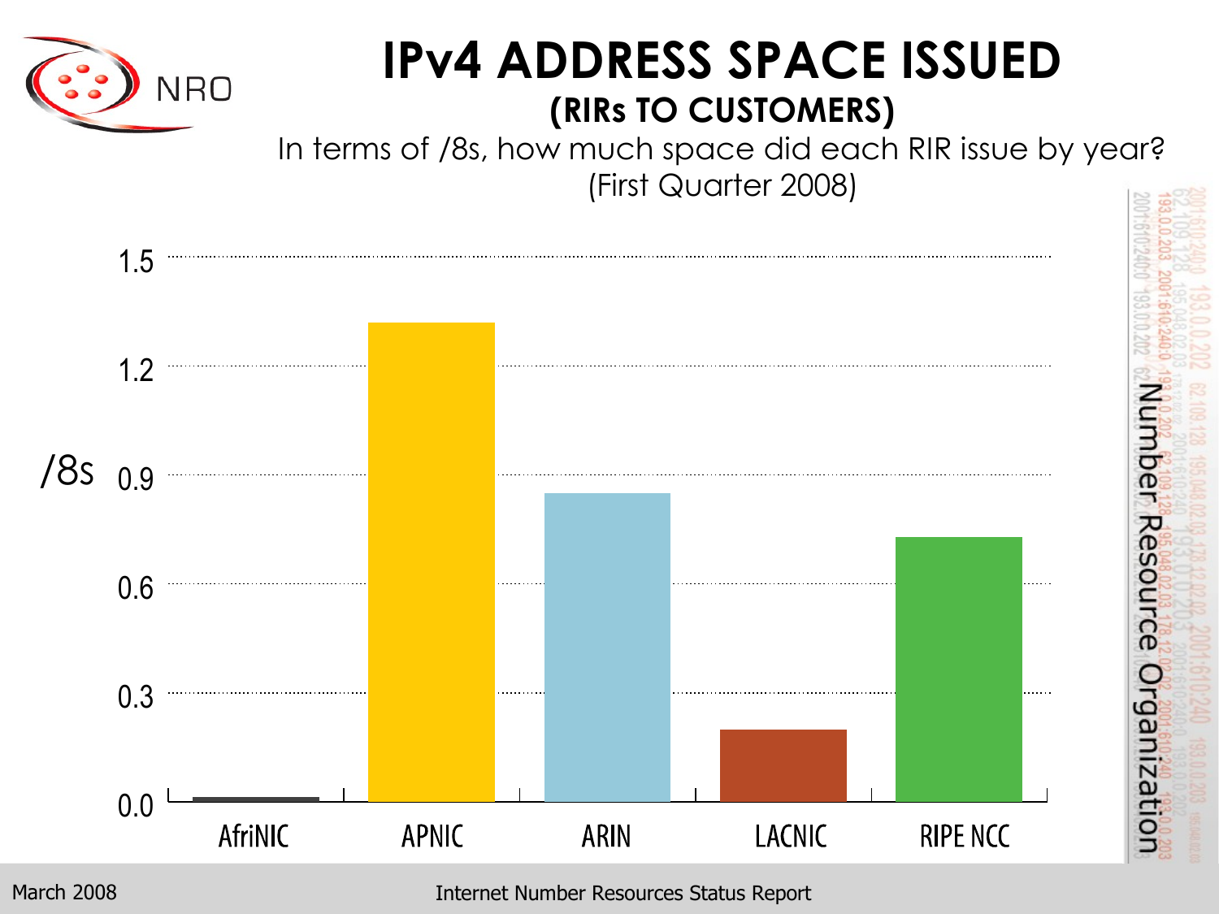# IPv4 ADDRESS SPACE ISSUED

## (RIRs TO CUSTOMERS)

In terms of /8s, how much space did each RIR issue by year?
(First Quarter 2008)

/8s

1.5
1.2
0.9
0.6
0.3
0.0

AfriNIC APNIC ARIN LACNIC RIPE NCC

Number Resource Organization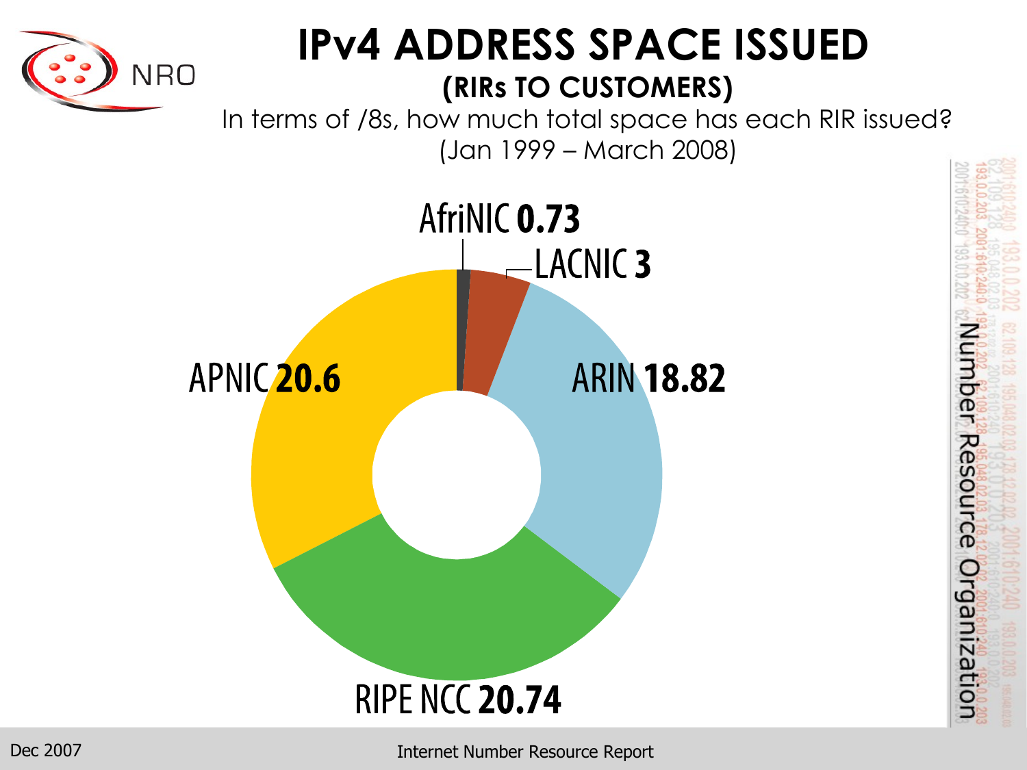# IPv4 ADDRESS SPACE ISSUED

## (RIRs TO CUSTOMERS)

In terms of /8s, how much total space has each RIR issued?
(Jan 1999 – March 2008)

AfriNIC **0.73**

LACNIC **3**

ARIN **18.82**

RIPE NCC **20.74**

APNIC **20.6**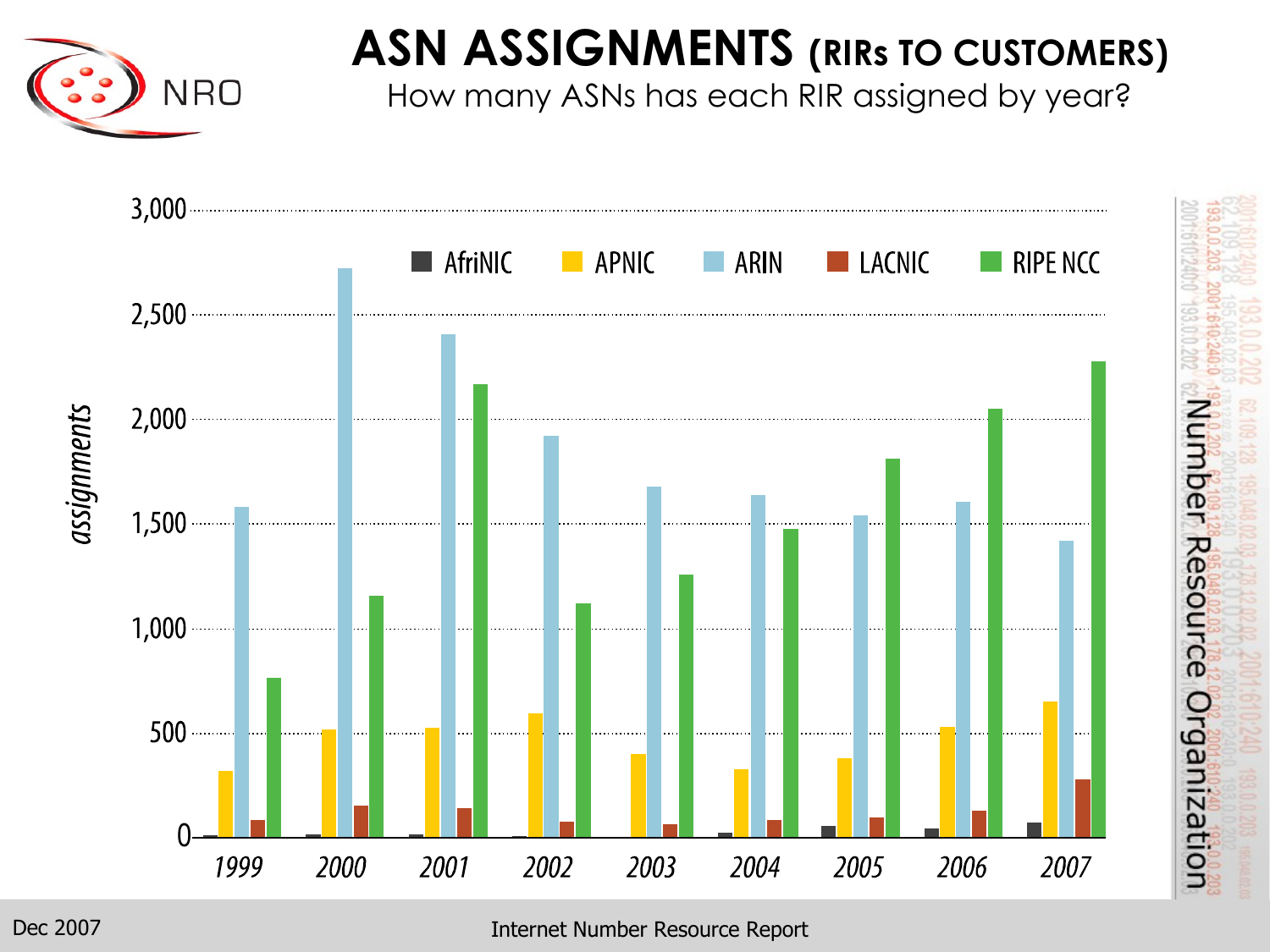# ASN ASSIGNMENTS (RIRs TO CUSTOMERS)

How many ASNs has each RIR assigned by year?

*assignments*

3,000
2,500
2,000
1,500
1,000
500
0

AfriNIC APNIC ARIN LACNIC RIPE NCC

1999 2000 2001 2002 2003 2004 2005 2006 2007

Number Resource Organization

Dec 2007

Internet Number Resource Report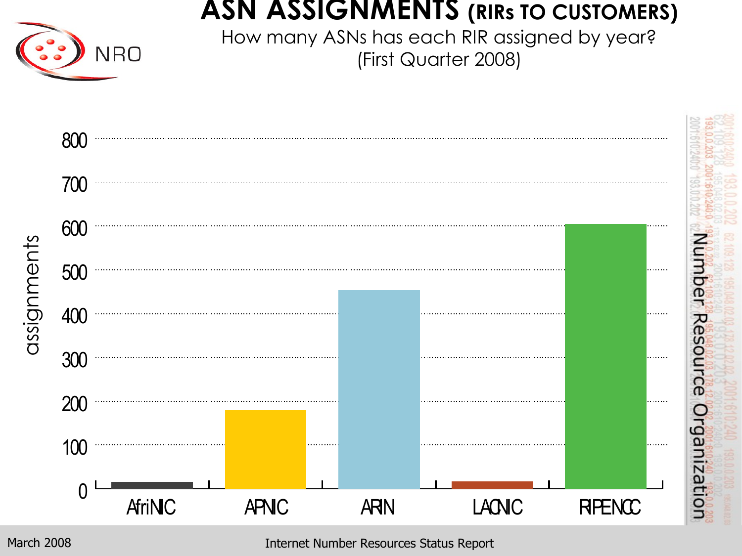# ASN ASSIGNMENTS (RIRs TO CUSTOMERS)

How many ASNs has each RIR assigned by year?
(First Quarter 2008)

| RIR | assignments |
|---|---|
| AfriNIC | ~15 |
| APNIC | ~180 |
| ARIN | ~455 |
| LACNIC | ~17 |
| RIPENCC | ~605 |

Number Resource Organization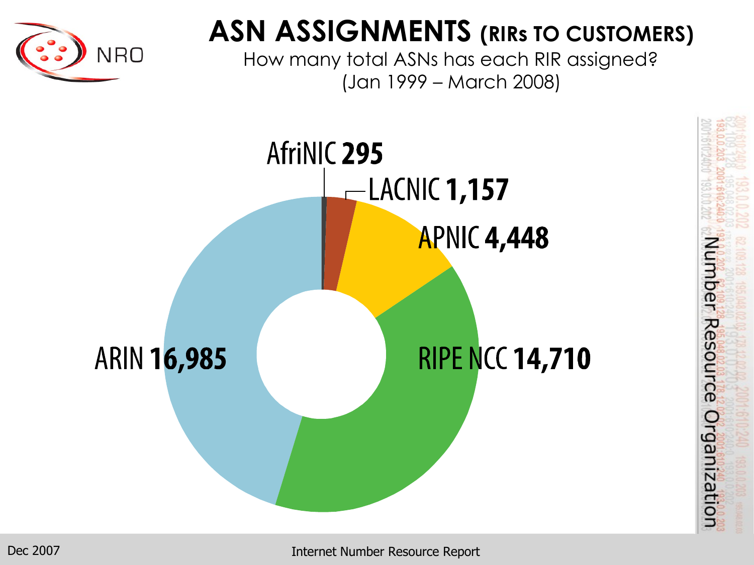# ASN ASSIGNMENTS (RIRs TO CUSTOMERS)

How many total ASNs has each RIR assigned?
(Jan 1999 – March 2008)

| RIR | ASNs |
|---|---|
| AfriNIC | **295** |
| LACNIC | **1,157** |
| APNIC | **4,448** |
| RIPE NCC | **14,710** |
| ARIN | **16,985** |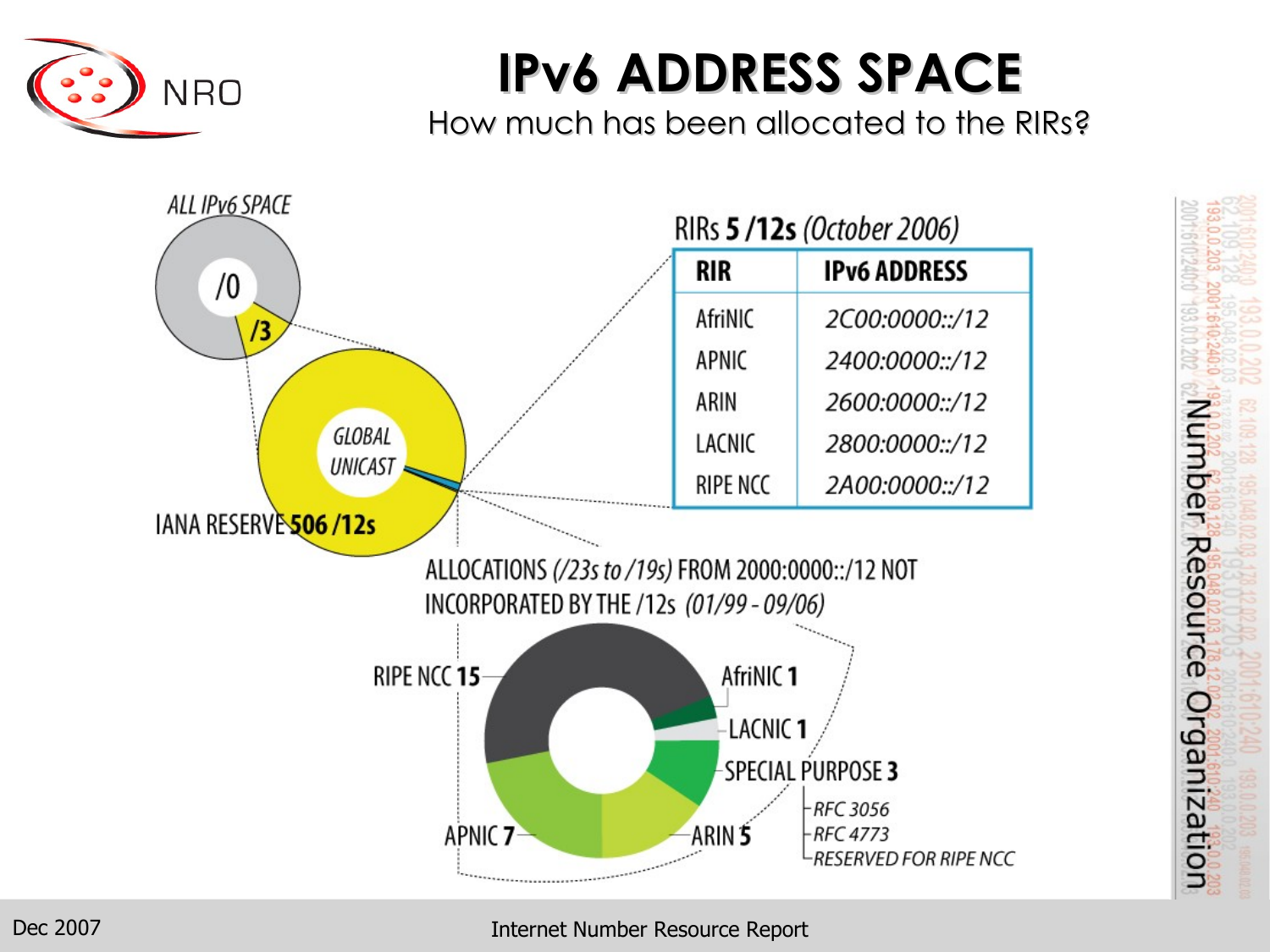# IPv6 ADDRESS SPACE

How much has been allocated to the RIRs?

ALL IPv6 SPACE

/0

/3

GLOBAL UNICAST

IANA RESERVE **506 /12s**

RIRs **5 /12s** *(October 2006)*

| RIR | IPv6 ADDRESS |
|---|---|
| AfriNIC | *2C00:0000::/12* |
| APNIC | *2400:0000::/12* |
| ARIN | *2600:0000::/12* |
| LACNIC | *2800:0000::/12* |
| RIPE NCC | *2A00:0000::/12* |

ALLOCATIONS *(/23s to /19s)* FROM 2000:0000::/12 NOT INCORPORATED BY THE /12s *(01/99 - 09/06)*

- RIPE NCC **15**
- AfriNIC **1**
- LACNIC **1**
- SPECIAL PURPOSE **3**
  - *RFC 3056*
  - *RFC 4773*
  - *RESERVED FOR RIPE NCC*
- ARIN **5**
- APNIC **7**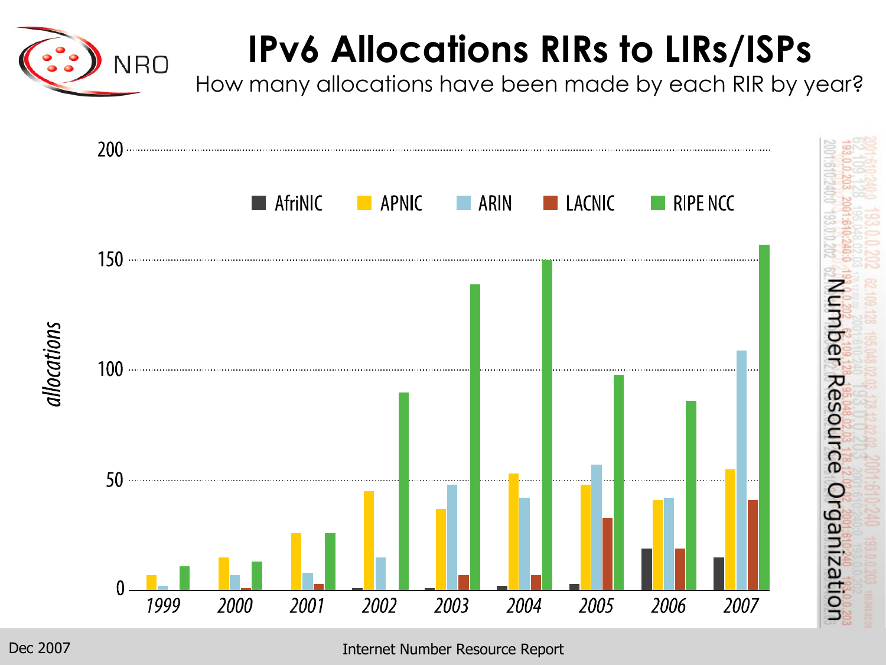# IPv6 Allocations RIRs to LIRs/ISPs

How many allocations have been made by each RIR by year?

allocations

200

150

100

50

0

AfriNIC APNIC ARIN LACNIC RIPE NCC

1999 2000 2001 2002 2003 2004 2005 2006 2007

Number Resource Organization

Dec 2007

Internet Number Resource Report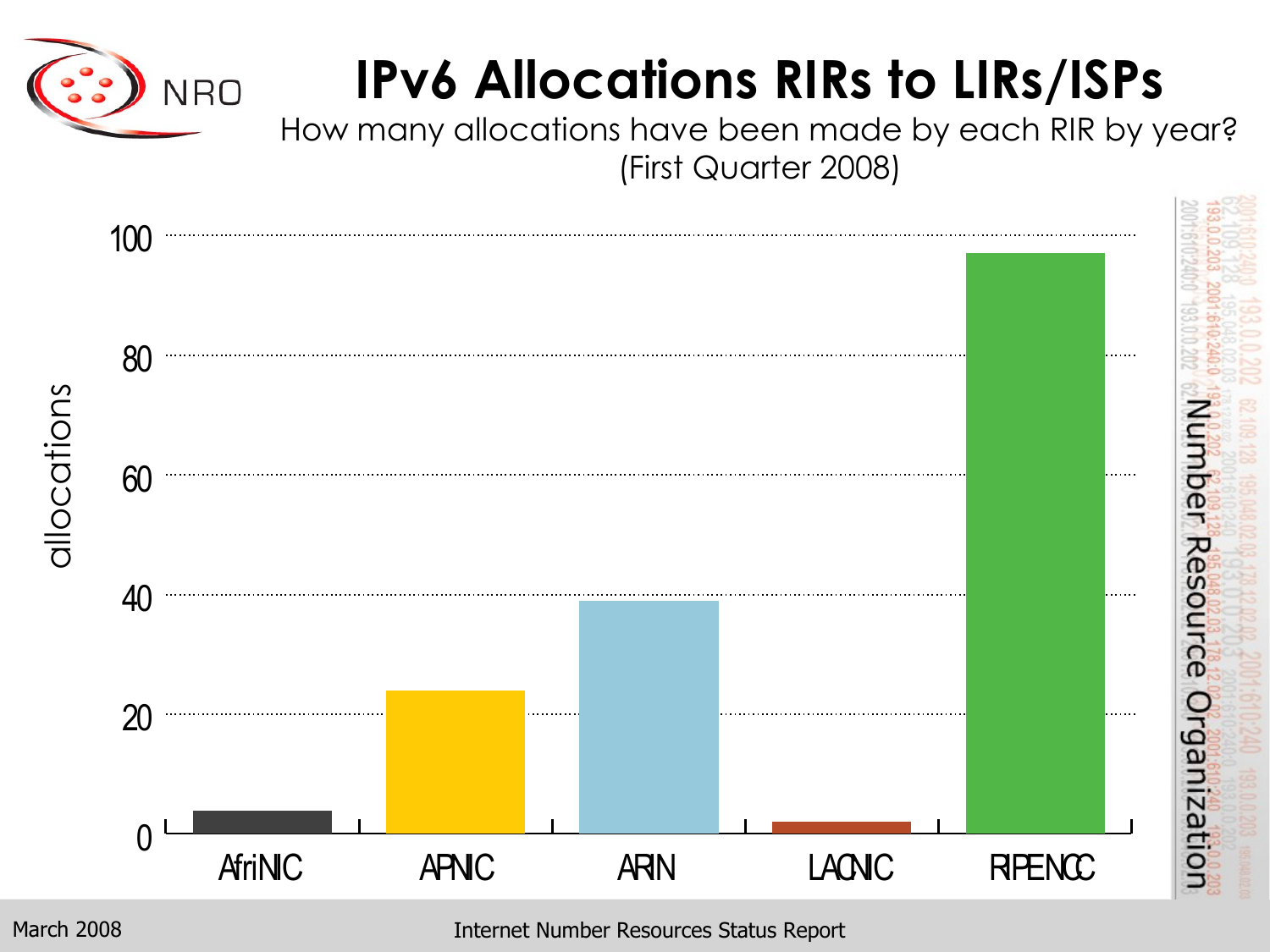# IPv6 Allocations RIRs to LIRs/ISPs

How many allocations have been made by each RIR by year?
(First Quarter 2008)

| RIR | allocations |
|---|---|
| AfriNIC | 4 |
| APNIC | 24 |
| ARIN | 39 |
| LACNIC | 2 |
| RIPENCC | 97 |

Number Resource Organization

March 2008 — Internet Number Resources Status Report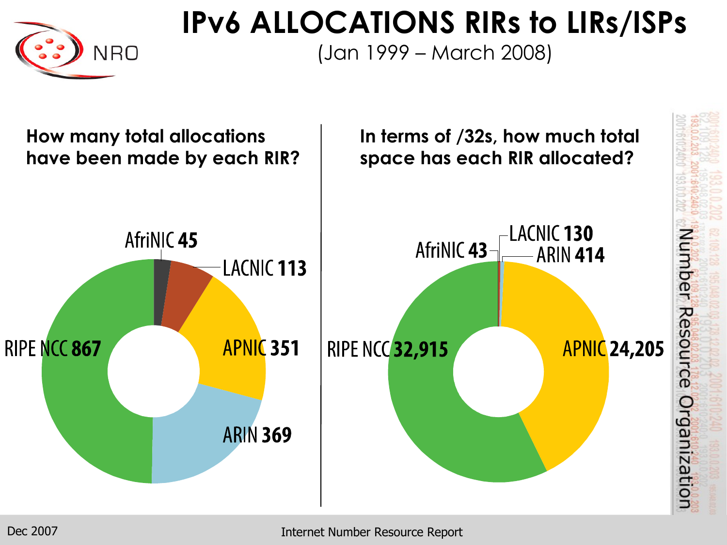# IPv6 ALLOCATIONS RIRs to LIRs/ISPs

(Jan 1999 – March 2008)

**How many total allocations have been made by each RIR?**

| RIR | Allocations |
|---|---|
| AfriNIC | 45 |
| LACNIC | 113 |
| APNIC | 351 |
| ARIN | 369 |
| RIPE NCC | 867 |

**In terms of /32s, how much total space has each RIR allocated?**

| RIR | /32s |
|---|---|
| AfriNIC | 43 |
| LACNIC | 130 |
| ARIN | 414 |
| APNIC | 24,205 |
| RIPE NCC | 32,915 |

Dec 2007

Internet Number Resource Report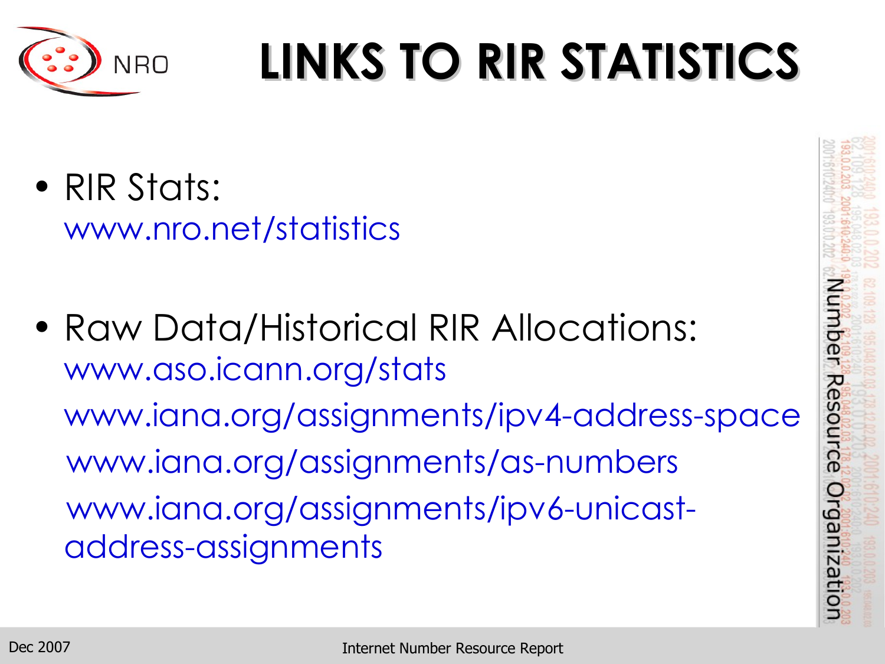# LINKS TO RIR STATISTICS

- RIR Stats:
  www.nro.net/statistics

- Raw Data/Historical RIR Allocations:
  www.aso.icann.org/stats
  www.iana.org/assignments/ipv4-address-space
  www.iana.org/assignments/as-numbers
  www.iana.org/assignments/ipv6-unicast-address-assignments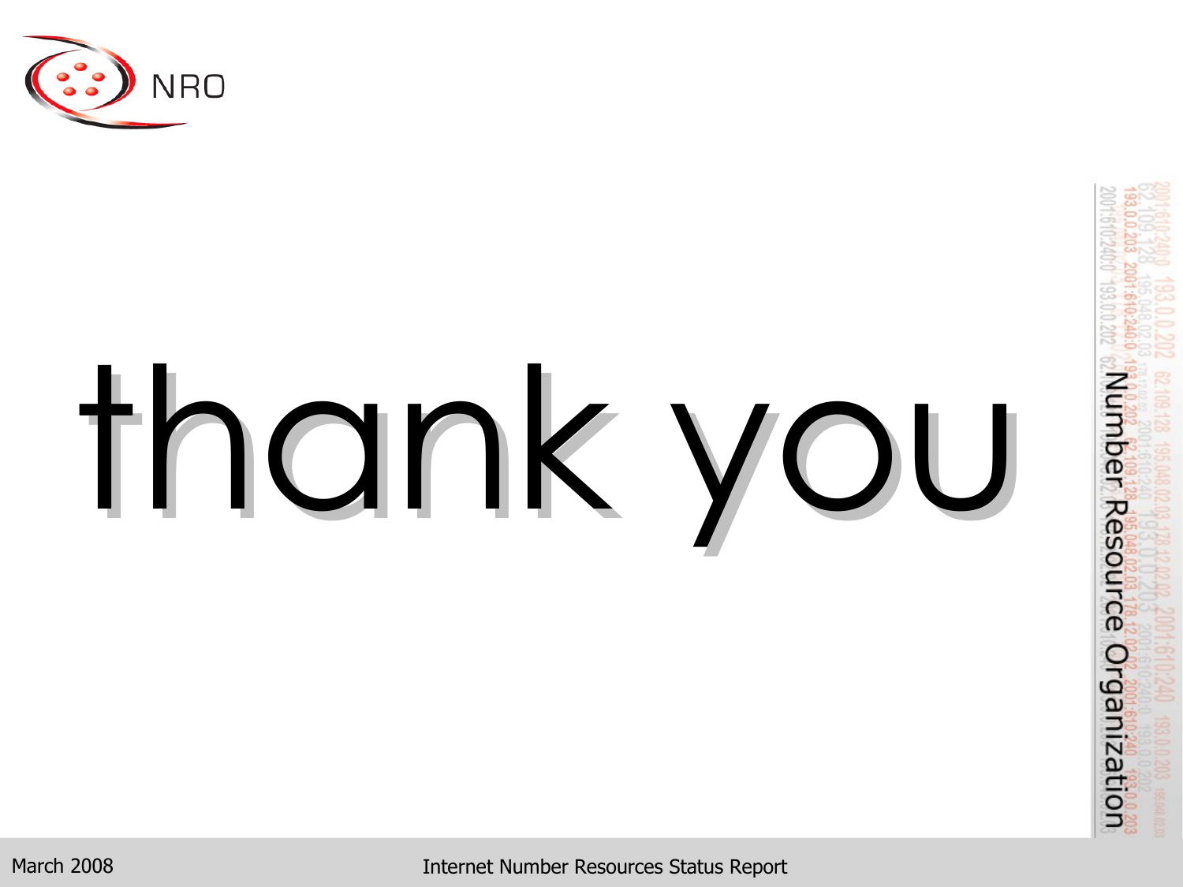# thank you